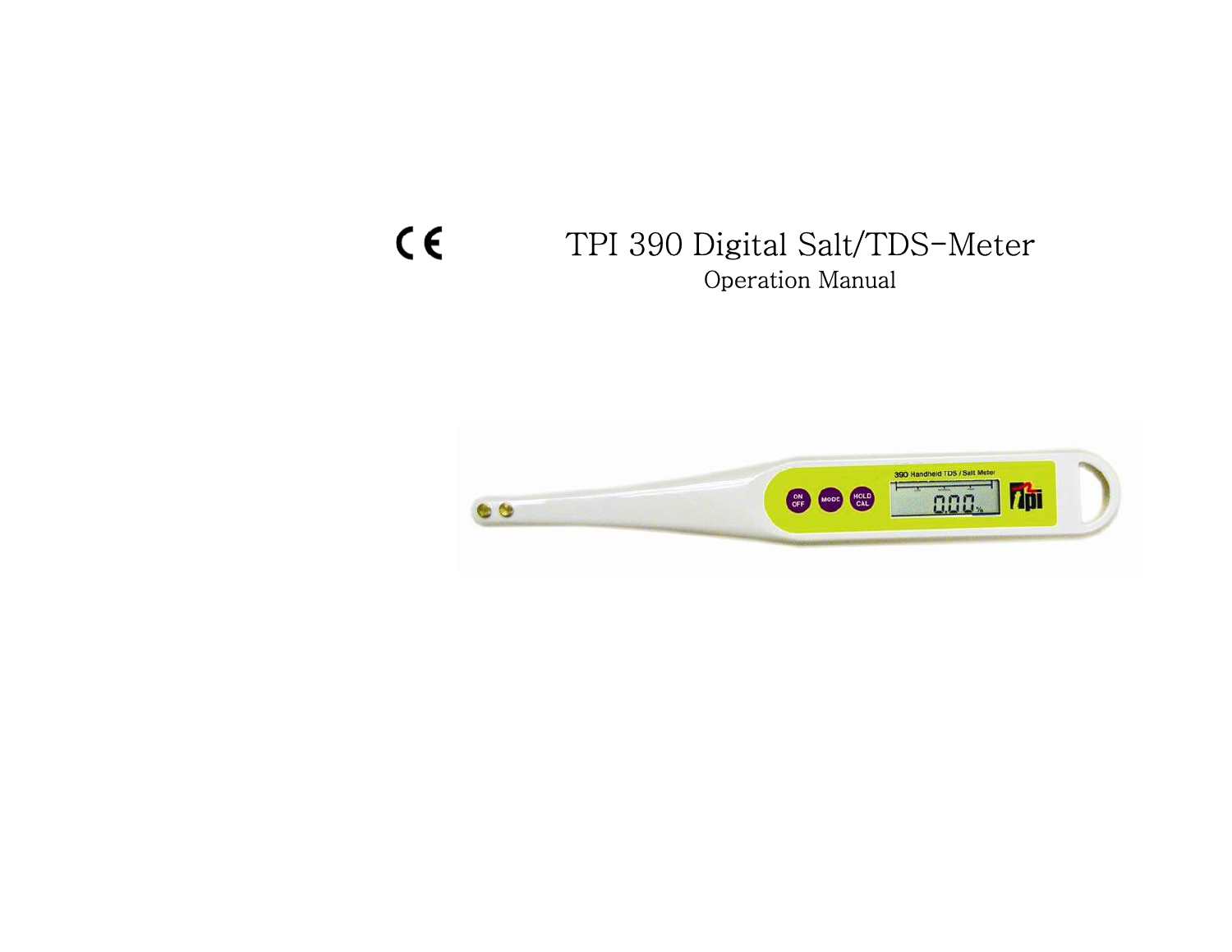# TPI 390 Digital Salt/TDS-Meter

Operation Manual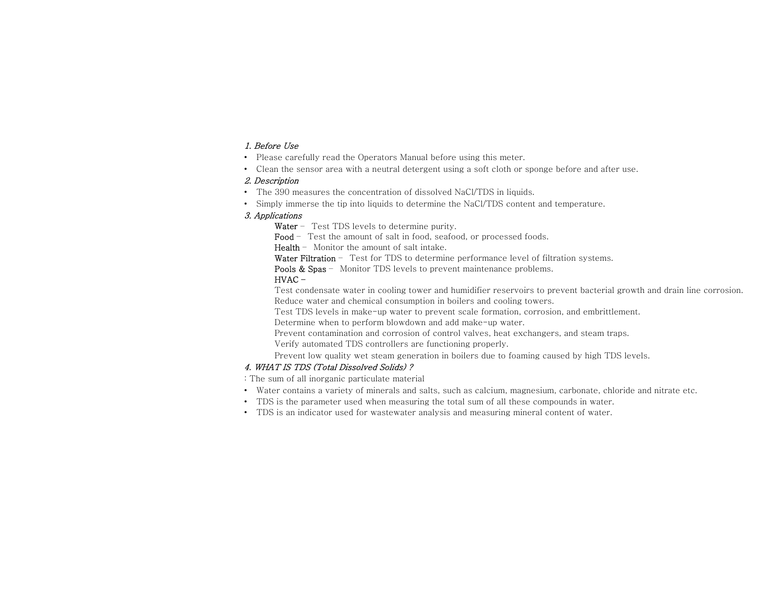### *1. Before Use*

- Please carefully read the Operators Manual before using this meter.
- Clean the sensor area with a neutral detergent using a soft cloth or sponge before and after use.

### *2. Description*

- The 390 measures the concentration of dissolved NaCl/TDS in liquids.
- Simply immerse the tip into liquids to determine the NaCl/TDS content and temperature.

### *3. Applications*

Water – Test TDS levels to determine purity.

Food – Test the amount of salt in food, seafood, or processed foods.

Health – Monitor the amount of salt intake.

Water Filtration – Test for TDS to determine performance level of filtration systems.

Pools & Spas – Monitor TDS levels to prevent maintenance problems.

HVAC –

Test condensate water in cooling tower and humidifier reservoirs to prevent bacterial growth and drain line corrosion.

Reduce water and chemical consumption in boilers and cooling towers.

Test TDS levels in make-up water to prevent scale formation, corrosion, and embrittlement.

Determine when to perform blowdown and add make-up water.

Prevent contamination and corrosion of control valves, heat exchangers, and steam traps.

Verify automated TDS controllers are functioning properly.

Prevent low quality wet steam generation in boilers due to foaming caused by high TDS levels.

### *4. WHAT IS TDS (Total Dissolved Solids) ?*

: The sum of all inorganic particulate material

- Water contains a variety of minerals and salts, such as calcium, magnesium, carbonate, chloride and nitrate etc.
- TDS is the parameter used when measuring the total sum of all these compounds in water.
- TDS is an indicator used for wastewater analysis and measuring mineral content of water.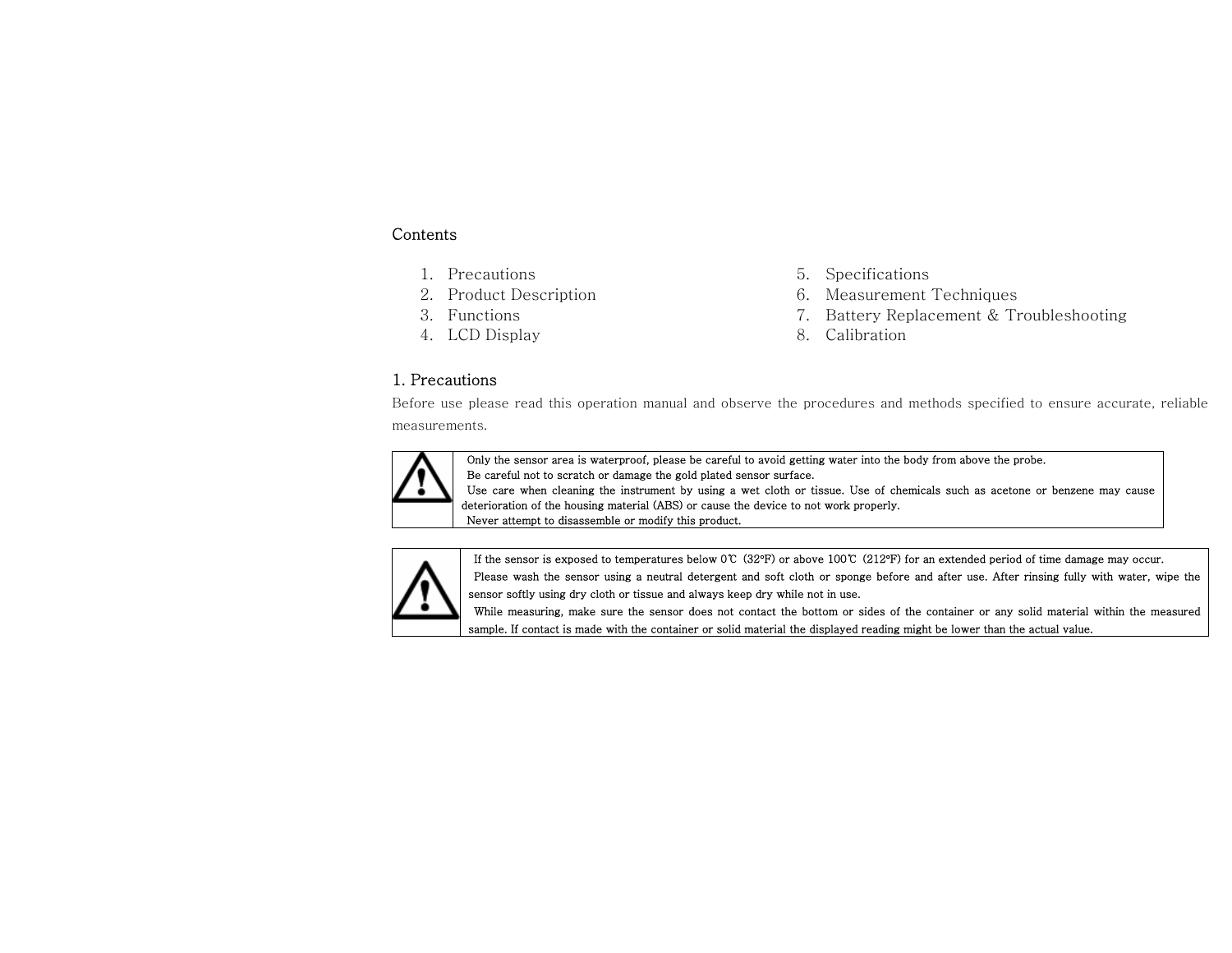Contents

1. Precautions
2. Product Description
3. Functions
4. LCD Display
5. Specifications
6. Measurement Techniques
7. Battery Replacement & Troubleshooting
8. Calibration

## 1. Precautions

Before use please read this operation manual and observe the procedures and methods specified to ensure accurate, reliable measurements.

| | |
|---|---|
| ⚠ | Only the sensor area is waterproof, please be careful to avoid getting water into the body from above the probe.<br>Be careful not to scratch or damage the gold plated sensor surface.<br>Use care when cleaning the instrument by using a wet cloth or tissue. Use of chemicals such as acetone or benzene may cause deterioration of the housing material (ABS) or cause the device to not work properly.<br>Never attempt to disassemble or modify this product. |

| | |
|---|---|
| ⚠ | If the sensor is exposed to temperatures below 0℃ (32°F) or above 100℃ (212°F) for an extended period of time damage may occur.<br>Please wash the sensor using a neutral detergent and soft cloth or sponge before and after use. After rinsing fully with water, wipe the sensor softly using dry cloth or tissue and always keep dry while not in use.<br>While measuring, make sure the sensor does not contact the bottom or sides of the container or any solid material within the measured sample. If contact is made with the container or solid material the displayed reading might be lower than the actual value. |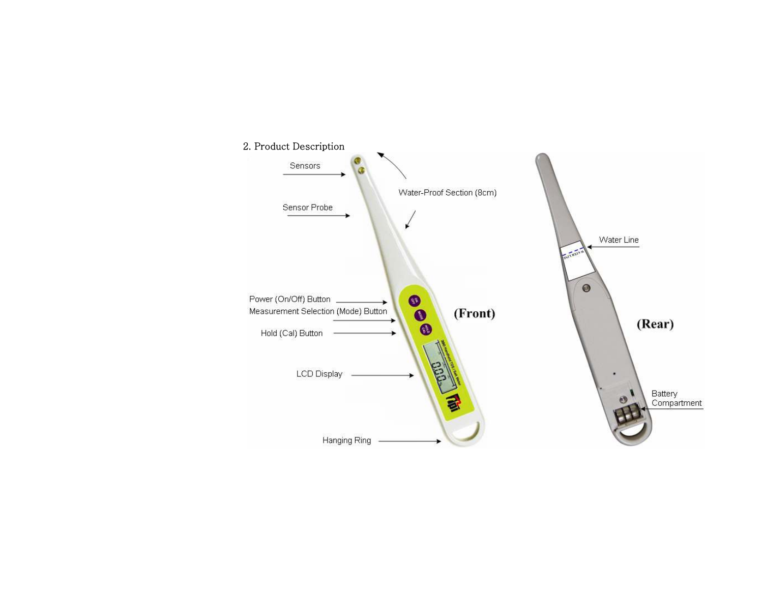## 2. Product Description

Sensors

Sensor Probe

Water-Proof Section (8cm)

Power (On/Off) Button

Measurement Selection (Mode) Button

Hold (Cal) Button

LCD Display

Hanging Ring

(Front)

Water Line

(Rear)

Battery Compartment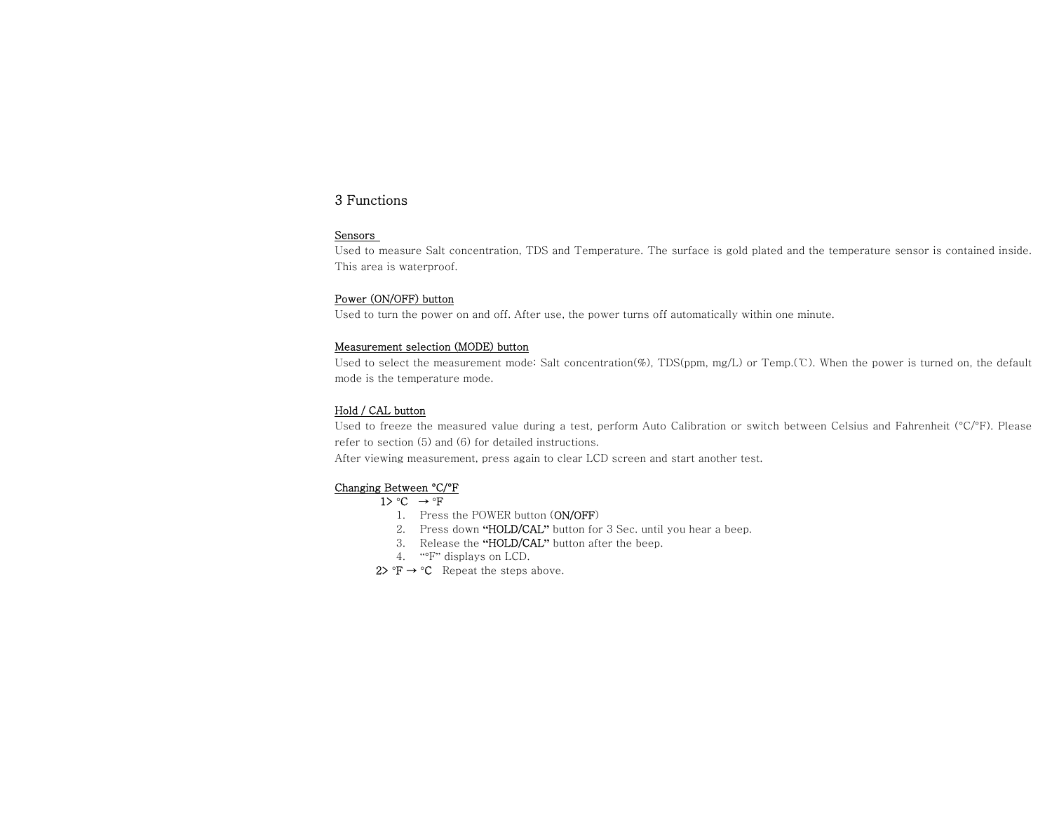# 3 Functions

**Sensors**

Used to measure Salt concentration, TDS and Temperature. The surface is gold plated and the temperature sensor is contained inside. This area is waterproof.

**Power (ON/OFF) button**

Used to turn the power on and off. After use, the power turns off automatically within one minute.

**Measurement selection (MODE) button**

Used to select the measurement mode: Salt concentration(%), TDS(ppm, mg/L) or Temp.(℃). When the power is turned on, the default mode is the temperature mode.

**Hold / CAL button**

Used to freeze the measured value during a test, perform Auto Calibration or switch between Celsius and Fahrenheit (°C/°F). Please refer to section (5) and (6) for detailed instructions.

After viewing measurement, press again to clear LCD screen and start another test.

**Changing Between °C/°F**

1> °C → °F

1. Press the POWER button (**ON/OFF**)
2. Press down **"HOLD/CAL"** button for 3 Sec. until you hear a beep.
3. Release the **"HOLD/CAL"** button after the beep.
4. "°F" displays on LCD.

2> °F → °C Repeat the steps above.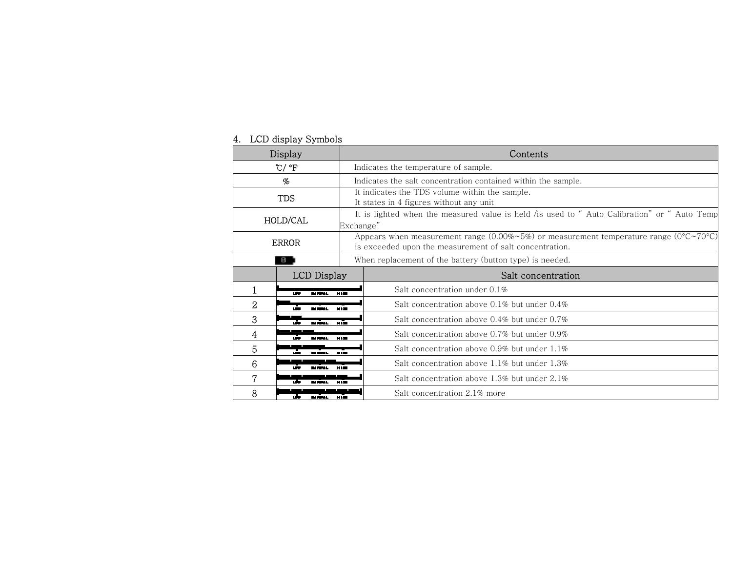## 4. LCD display Symbols

| Display | Contents |
|---|---|
| ℃/ °F | Indicates the temperature of sample. |
| % | Indicates the salt concentration contained within the sample. |
| TDS | It indicates the TDS volume within the sample.<br>It states in 4 figures without any unit |
| HOLD/CAL | It is lighted when the measured value is held /is used to " Auto Calibration" or " Auto Temp Exchange" |
| ERROR | Appears when measurement range (0.00%~5%) or measurement temperature range (0°C~70°C) is exceeded upon the measurement of salt concentration. |
| (battery symbol) | When replacement of the battery (button type) is needed. |

| | LCD Display | Salt concentration |
|---|---|---|
| 1 | LOW NORMAL HIGH | Salt concentration under 0.1% |
| 2 | LOW NORMAL HIGH | Salt concentration above 0.1% but under 0.4% |
| 3 | LOW NORMAL HIGH | Salt concentration above 0.4% but under 0.7% |
| 4 | LOW NORMAL HIGH | Salt concentration above 0.7% but under 0.9% |
| 5 | LOW NORMAL HIGH | Salt concentration above 0.9% but under 1.1% |
| 6 | LOW NORMAL HIGH | Salt concentration above 1.1% but under 1.3% |
| 7 | LOW NORMAL HIGH | Salt concentration above 1.3% but under 2.1% |
| 8 | LOW NORMAL HIGH | Salt concentration 2.1% more |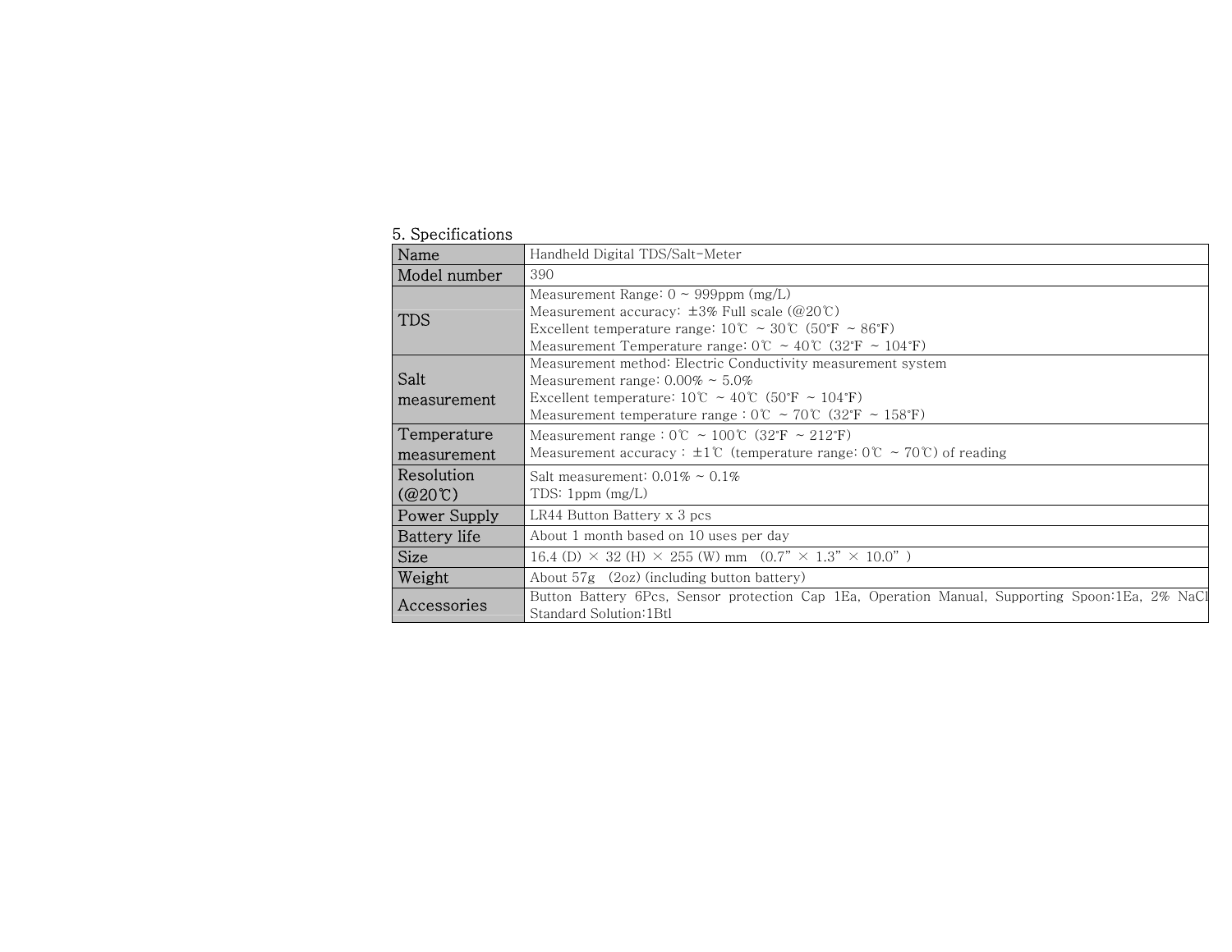## 5. Specifications

| | |
|---|---|
| Name | Handheld Digital TDS/Salt-Meter |
| Model number | 390 |
| TDS | Measurement Range: 0 ~ 999ppm (mg/L)<br>Measurement accuracy: ±3% Full scale (@20℃)<br>Excellent temperature range: 10℃ ~ 30℃ (50°F ~ 86°F)<br>Measurement Temperature range: 0℃ ~ 40℃ (32°F ~ 104°F) |
| Salt measurement | Measurement method: Electric Conductivity measurement system<br>Measurement range: 0.00% ~ 5.0%<br>Excellent temperature: 10℃ ~ 40℃ (50°F ~ 104°F)<br>Measurement temperature range : 0℃ ~ 70℃ (32°F ~ 158°F) |
| Temperature measurement | Measurement range : 0℃ ~ 100℃ (32°F ~ 212°F)<br>Measurement accuracy : ±1℃ (temperature range: 0℃ ~ 70℃) of reading |
| Resolution (@20℃) | Salt measurement: 0.01% ~ 0.1%<br>TDS: 1ppm (mg/L) |
| Power Supply | LR44 Button Battery x 3 pcs |
| Battery life | About 1 month based on 10 uses per day |
| Size | 16.4 (D) × 32 (H) × 255 (W) mm (0.7" × 1.3" × 10.0") |
| Weight | About 57g (2oz) (including button battery) |
| Accessories | Button Battery 6Pcs, Sensor protection Cap 1Ea, Operation Manual, Supporting Spoon:1Ea, 2% NaCl Standard Solution:1Btl |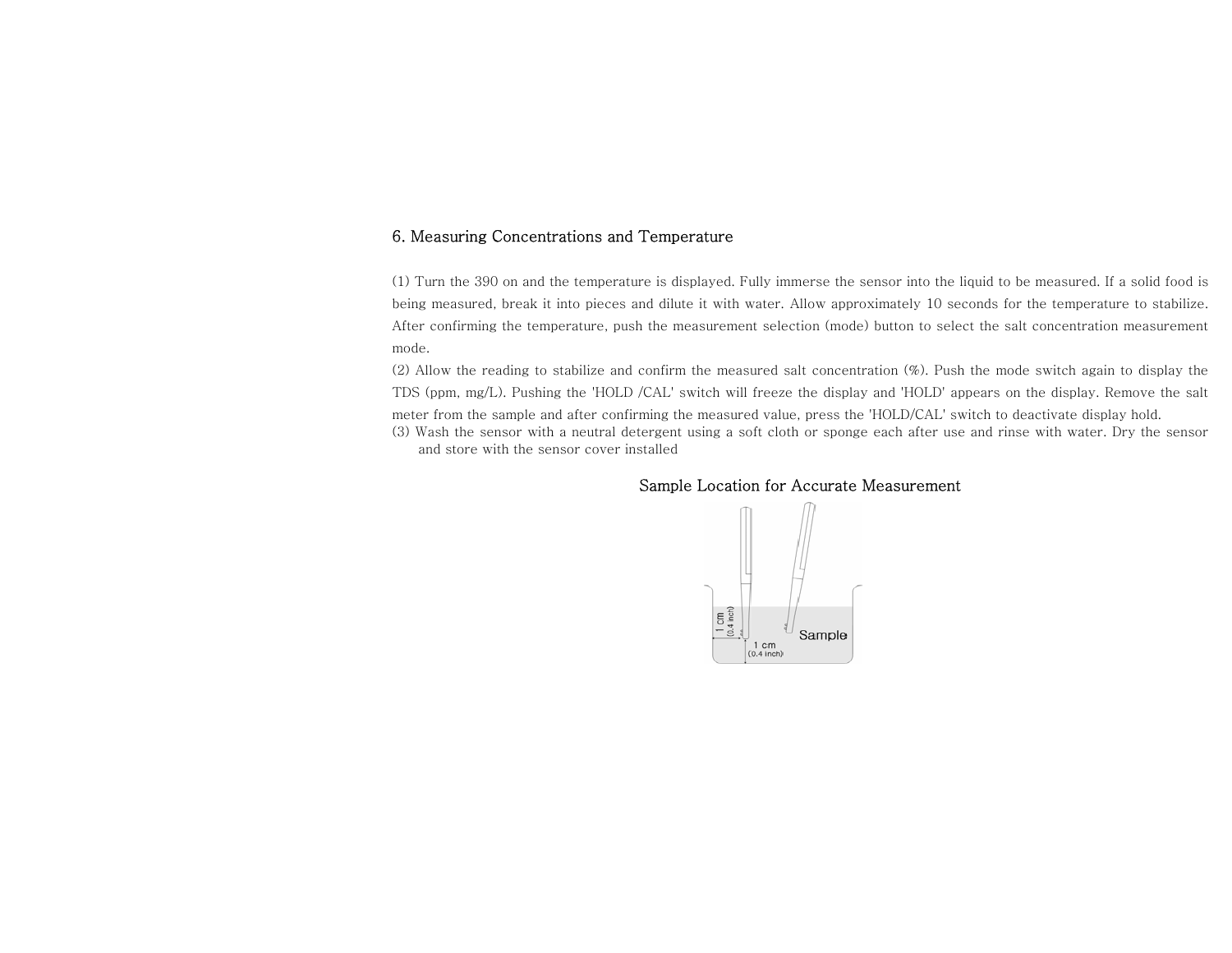## 6. Measuring Concentrations and Temperature

(1) Turn the 390 on and the temperature is displayed. Fully immerse the sensor into the liquid to be measured. If a solid food is being measured, break it into pieces and dilute it with water. Allow approximately 10 seconds for the temperature to stabilize. After confirming the temperature, push the measurement selection (mode) button to select the salt concentration measurement mode.

(2) Allow the reading to stabilize and confirm the measured salt concentration (%). Push the mode switch again to display the TDS (ppm, mg/L). Pushing the 'HOLD /CAL' switch will freeze the display and 'HOLD' appears on the display. Remove the salt meter from the sample and after confirming the measured value, press the 'HOLD/CAL' switch to deactivate display hold.

(3) Wash the sensor with a neutral detergent using a soft cloth or sponge each after use and rinse with water. Dry the sensor and store with the sensor cover installed

### Sample Location for Accurate Measurement

1 cm
(0.4 inch)

1 cm
(0.4 inch)

Sample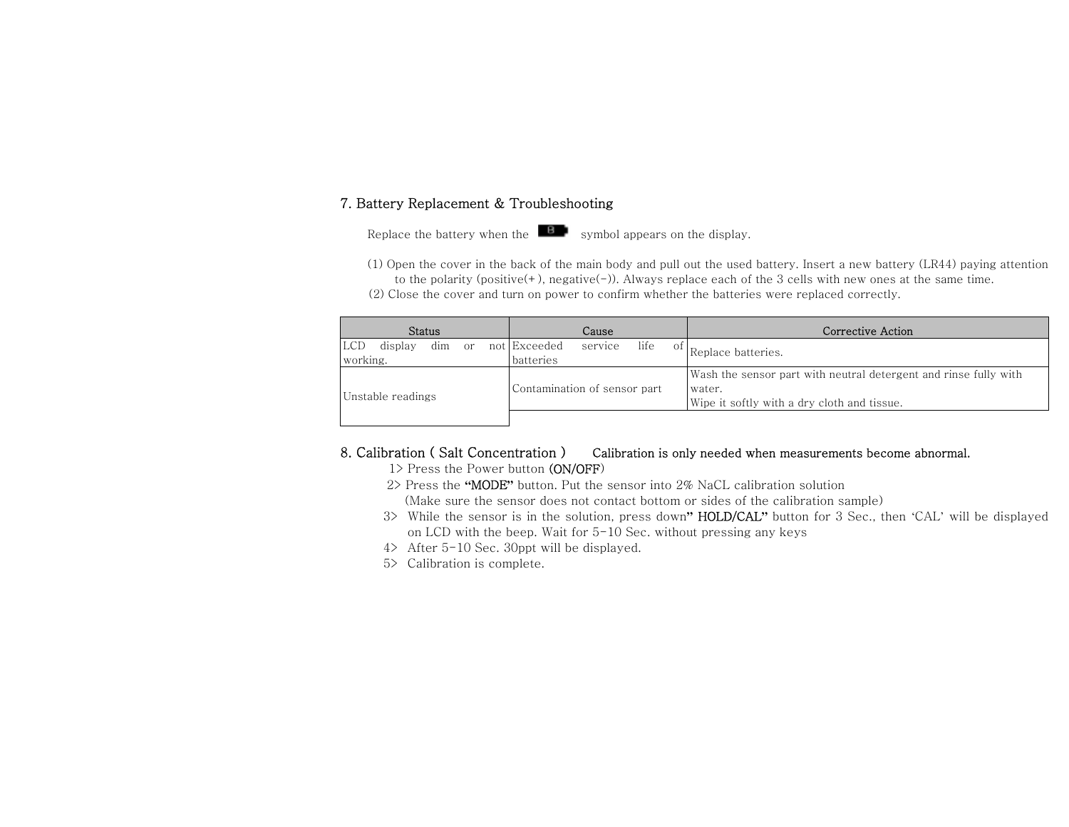## 7. Battery Replacement & Troubleshooting

Replace the battery when the symbol appears on the display.

(1) Open the cover in the back of the main body and pull out the used battery. Insert a new battery (LR44) paying attention to the polarity (positive(+), negative(-)). Always replace each of the 3 cells with new ones at the same time.
(2) Close the cover and turn on power to confirm whether the batteries were replaced correctly.

| Status | Cause | Corrective Action |
|---|---|---|
| LCD display dim or not working. | Exceeded service life of batteries | Replace batteries. |
| Unstable readings | Contamination of sensor part | Wash the sensor part with neutral detergent and rinse fully with water.<br>Wipe it softly with a dry cloth and tissue. |

## 8. Calibration ( Salt Concentration ) **Calibration is only needed when measurements become abnormal.**

1> Press the Power button (**ON/OFF**)
2> Press the **"MODE"** button. Put the sensor into 2% NaCL calibration solution
(Make sure the sensor does not contact bottom or sides of the calibration sample)
3> While the sensor is in the solution, press down**" HOLD/CAL"** button for 3 Sec., then 'CAL' will be displayed on LCD with the beep. Wait for 5-10 Sec. without pressing any keys
4> After 5-10 Sec. 30ppt will be displayed.
5> Calibration is complete.